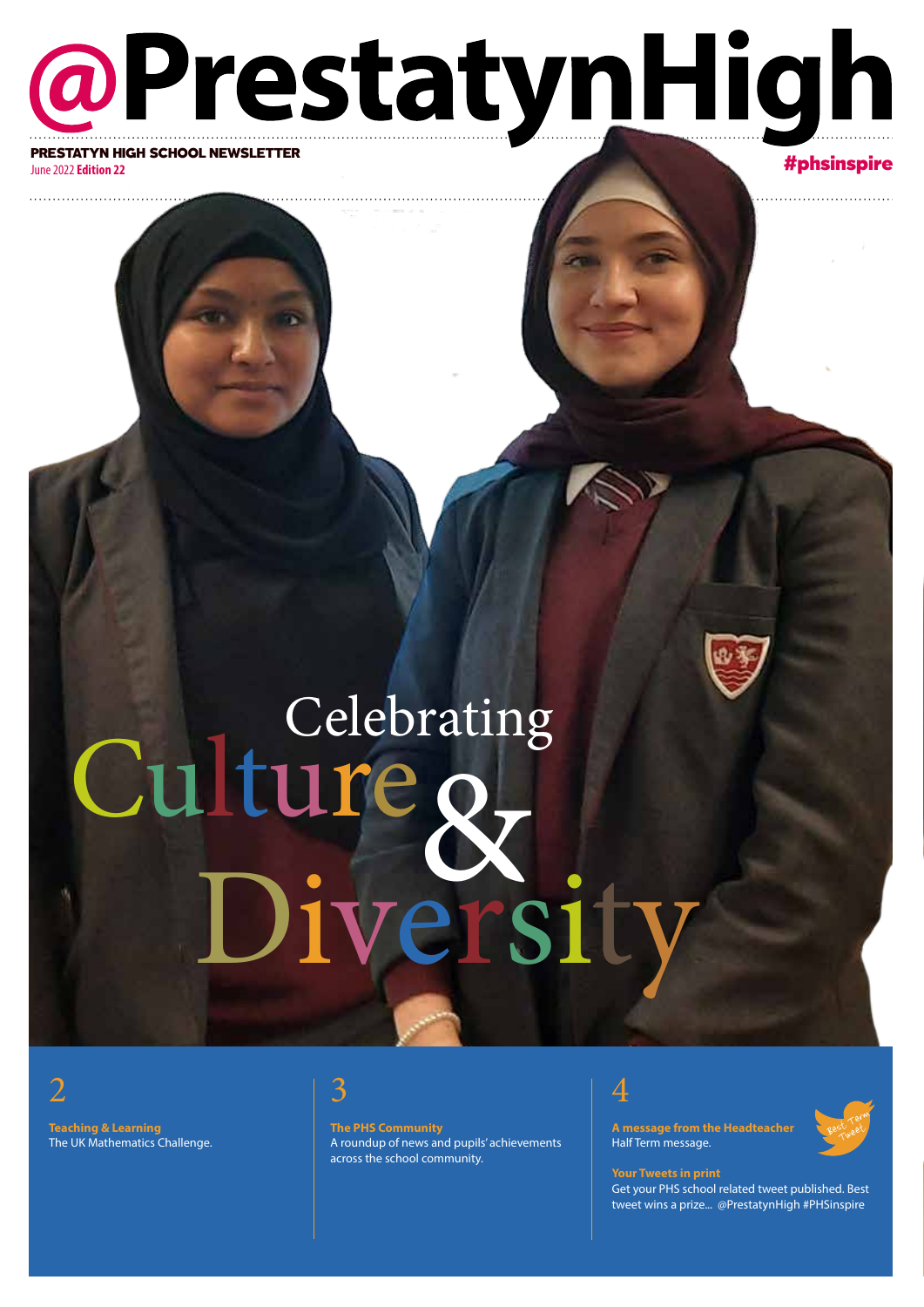# @PrestatynHigh

**PRESTATYN HIGH SCHOOL NEWSLETTER**
June 2022 **Edition 22**

**#phsinspire**

# Celebrating Culture & Diversity

**2**

**Teaching & Learning**
The UK Mathematics Challenge.

**3**

**The PHS Community**
A roundup of news and pupils' achievements across the school community.

**4**

**A message from the Headteacher**
Half Term message.

Best Term Tweet

**Your Tweets in print**
Get your PHS school related tweet published. Best tweet wins a prize... @PrestatynHigh #PHSinspire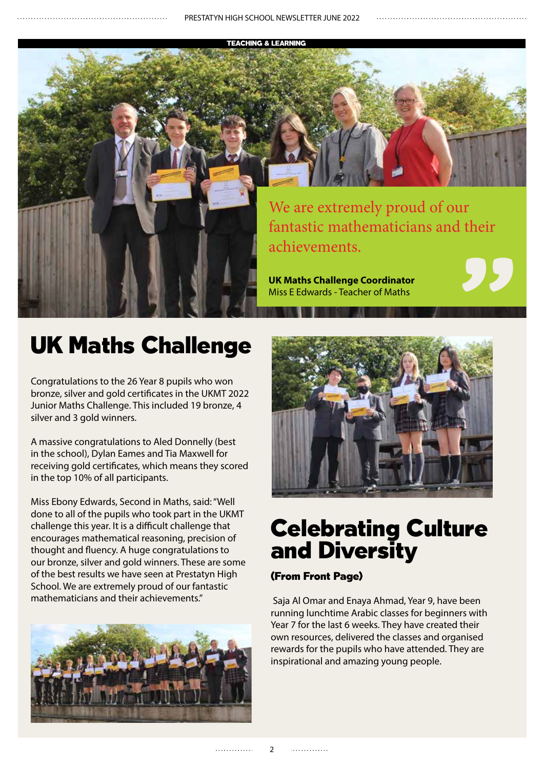TEACHING & LEARNING

> We are extremely proud of our fantastic mathematicians and their achievements.
>
> **UK Maths Challenge Coordinator**
> Miss E Edwards - Teacher of Maths

# UK Maths Challenge

Congratulations to the 26 Year 8 pupils who won bronze, silver and gold certificates in the UKMT 2022 Junior Maths Challenge. This included 19 bronze, 4 silver and 3 gold winners.

A massive congratulations to Aled Donnelly (best in the school), Dylan Eames and Tia Maxwell for receiving gold certificates, which means they scored in the top 10% of all participants.

Miss Ebony Edwards, Second in Maths, said: "Well done to all of the pupils who took part in the UKMT challenge this year. It is a difficult challenge that encourages mathematical reasoning, precision of thought and fluency. A huge congratulations to our bronze, silver and gold winners. These are some of the best results we have seen at Prestatyn High School. We are extremely proud of our fantastic mathematicians and their achievements."

# Celebrating Culture and Diversity

**(From Front Page)**

Saja Al Omar and Enaya Ahmad, Year 9, have been running lunchtime Arabic classes for beginners with Year 7 for the last 6 weeks. They have created their own resources, delivered the classes and organised rewards for the pupils who have attended. They are inspirational and amazing young people.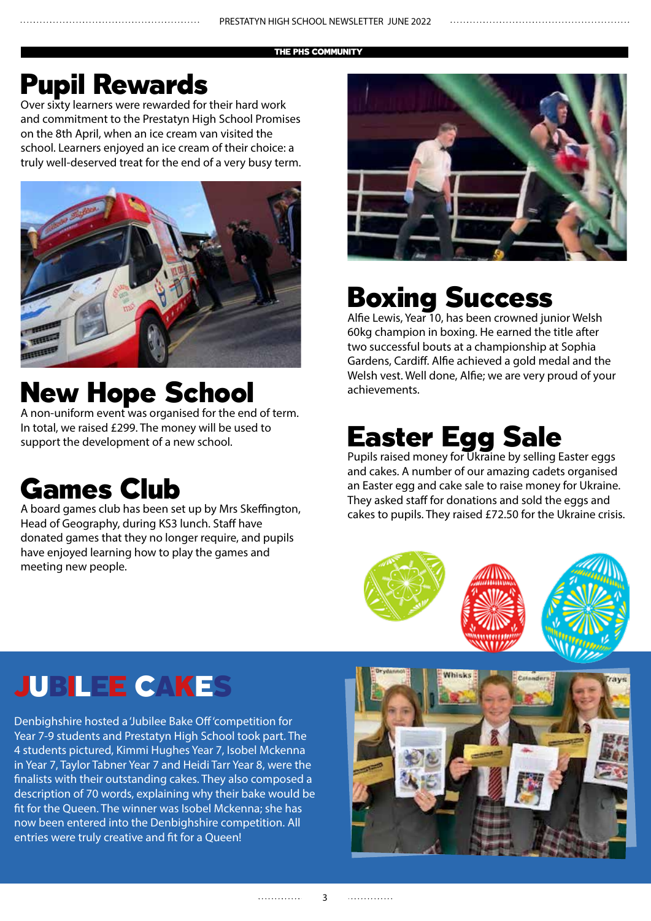THE PHS COMMUNITY

# Pupil Rewards

Over sixty learners were rewarded for their hard work and commitment to the Prestatyn High School Promises on the 8th April, when an ice cream van visited the school. Learners enjoyed an ice cream of their choice: a truly well-deserved treat for the end of a very busy term.

# New Hope School

A non-uniform event was organised for the end of term. In total, we raised £299. The money will be used to support the development of a new school.

# Games Club

A board games club has been set up by Mrs Skeffington, Head of Geography, during KS3 lunch. Staff have donated games that they no longer require, and pupils have enjoyed learning how to play the games and meeting new people.

# Boxing Success

Alfie Lewis, Year 10, has been crowned junior Welsh 60kg champion in boxing. He earned the title after two successful bouts at a championship at Sophia Gardens, Cardiff. Alfie achieved a gold medal and the Welsh vest. Well done, Alfie; we are very proud of your achievements.

# Easter Egg Sale

Pupils raised money for Ukraine by selling Easter eggs and cakes. A number of our amazing cadets organised an Easter egg and cake sale to raise money for Ukraine. They asked staff for donations and sold the eggs and cakes to pupils. They raised £72.50 for the Ukraine crisis.

# JUBILEE CAKES

Denbighshire hosted a 'Jubilee Bake Off' competition for Year 7-9 students and Prestatyn High School took part. The 4 students pictured, Kimmi Hughes Year 7, Isobel Mckenna in Year 7, Taylor Tabner Year 7 and Heidi Tarr Year 8, were the finalists with their outstanding cakes. They also composed a description of 70 words, explaining why their bake would be fit for the Queen. The winner was Isobel Mckenna; she has now been entered into the Denbighshire competition. All entries were truly creative and fit for a Queen!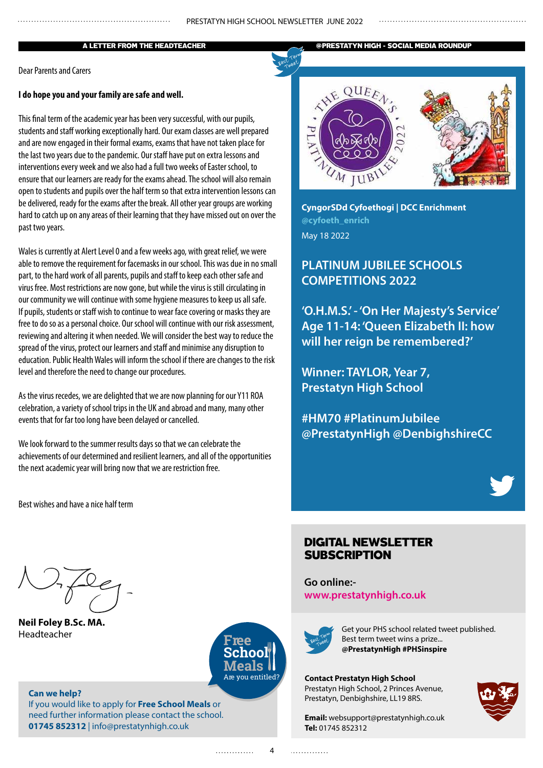## A LETTER FROM THE HEADTEACHER

Dear Parents and Carers

**I do hope you and your family are safe and well.**

This final term of the academic year has been very successful, with our pupils, students and staff working exceptionally hard. Our exam classes are well prepared and are now engaged in their formal exams, exams that have not taken place for the last two years due to the pandemic. Our staff have put on extra lessons and interventions every week and we also had a full two weeks of Easter school, to ensure that our learners are ready for the exams ahead. The school will also remain open to students and pupils over the half term so that extra intervention lessons can be delivered, ready for the exams after the break. All other year groups are working hard to catch up on any areas of their learning that they have missed out on over the past two years.

Wales is currently at Alert Level 0 and a few weeks ago, with great relief, we were able to remove the requirement for facemasks in our school. This was due in no small part, to the hard work of all parents, pupils and staff to keep each other safe and virus free. Most restrictions are now gone, but while the virus is still circulating in our community we will continue with some hygiene measures to keep us all safe. If pupils, students or staff wish to continue to wear face covering or masks they are free to do so as a personal choice. Our school will continue with our risk assessment, reviewing and altering it when needed. We will consider the best way to reduce the spread of the virus, protect our learners and staff and minimise any disruption to education. Public Health Wales will inform the school if there are changes to the risk level and therefore the need to change our procedures.

As the virus recedes, we are delighted that we are now planning for our Y11 ROA celebration, a variety of school trips in the UK and abroad and many, many other events that for far too long have been delayed or cancelled.

We look forward to the summer results days so that we can celebrate the achievements of our determined and resilient learners, and all of the opportunities the next academic year will bring now that we are restriction free.

Best wishes and have a nice half term

**Neil Foley B.Sc. MA.**
Headteacher

Free School Meals
Are you entitled?

**Can we help?**
If you would like to apply for **Free School Meals** or need further information please contact the school.
**01745 852312** | info@prestatynhigh.co.uk

## @PRESTATYN HIGH - SOCIAL MEDIA ROUNDUP

Best Term Tweet

THE QUEEN'S PLATINUM JUBILEE 2022

**CyngorSDd Cyfoethogi | DCC Enrichment**
**@cyfoeth_enrich**
May 18 2022

**PLATINUM JUBILEE SCHOOLS COMPETITIONS 2022**

**'O.H.M.S.' - 'On Her Majesty's Service' Age 11-14: 'Queen Elizabeth II: how will her reign be remembered?'**

**Winner: TAYLOR, Year 7, Prestatyn High School**

**#HM70 #PlatinumJubilee @PrestatynHigh @DenbighshireCC**

## DIGITAL NEWSLETTER SUBSCRIPTION

**Go online:-**
**www.prestatynhigh.co.uk**

Get your PHS school related tweet published. Best term tweet wins a prize...
**@PrestatynHigh #PHSinspire**

**Contact Prestatyn High School**
Prestatyn High School, 2 Princes Avenue, Prestatyn, Denbighshire, LL19 8RS.

**Email:** websupport@prestatynhigh.co.uk
**Tel:** 01745 852312